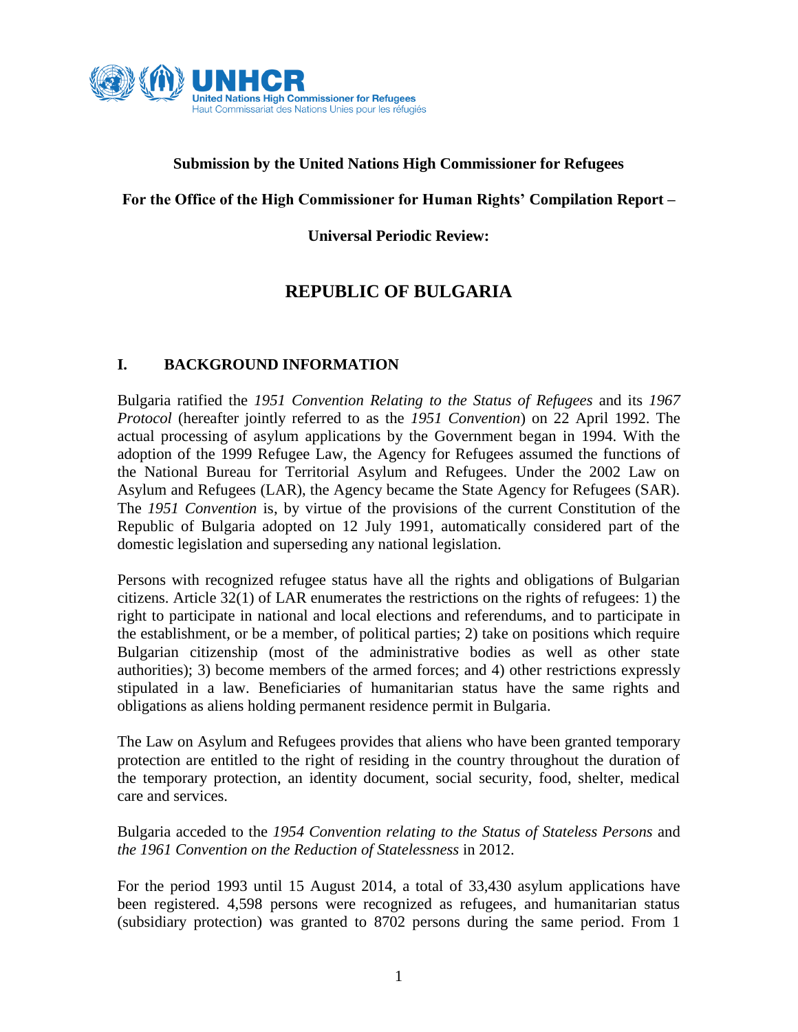**Submission by the United Nations High Commissioner for Refugees**

**For the Office of the High Commissioner for Human Rights' Compilation Report –**

**Universal Periodic Review:**

# REPUBLIC OF BULGARIA

## I. BACKGROUND INFORMATION

Bulgaria ratified the *1951 Convention Relating to the Status of Refugees* and its *1967 Protocol* (hereafter jointly referred to as the *1951 Convention*) on 22 April 1992. The actual processing of asylum applications by the Government began in 1994. With the adoption of the 1999 Refugee Law, the Agency for Refugees assumed the functions of the National Bureau for Territorial Asylum and Refugees. Under the 2002 Law on Asylum and Refugees (LAR), the Agency became the State Agency for Refugees (SAR). The *1951 Convention* is, by virtue of the provisions of the current Constitution of the Republic of Bulgaria adopted on 12 July 1991, automatically considered part of the domestic legislation and superseding any national legislation.

Persons with recognized refugee status have all the rights and obligations of Bulgarian citizens. Article 32(1) of LAR enumerates the restrictions on the rights of refugees: 1) the right to participate in national and local elections and referendums, and to participate in the establishment, or be a member, of political parties; 2) take on positions which require Bulgarian citizenship (most of the administrative bodies as well as other state authorities); 3) become members of the armed forces; and 4) other restrictions expressly stipulated in a law. Beneficiaries of humanitarian status have the same rights and obligations as aliens holding permanent residence permit in Bulgaria.

The Law on Asylum and Refugees provides that aliens who have been granted temporary protection are entitled to the right of residing in the country throughout the duration of the temporary protection, an identity document, social security, food, shelter, medical care and services.

Bulgaria acceded to the *1954 Convention relating to the Status of Stateless Persons* and *the 1961 Convention on the Reduction of Statelessness* in 2012.

For the period 1993 until 15 August 2014, a total of 33,430 asylum applications have been registered. 4,598 persons were recognized as refugees, and humanitarian status (subsidiary protection) was granted to 8702 persons during the same period. From 1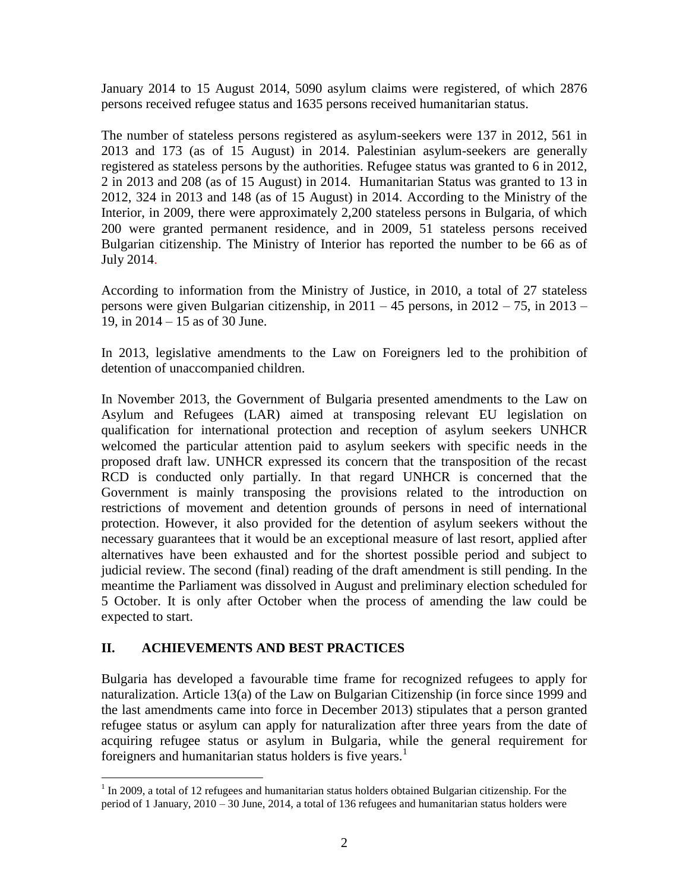January 2014 to 15 August 2014, 5090 asylum claims were registered, of which 2876 persons received refugee status and 1635 persons received humanitarian status.

The number of stateless persons registered as asylum-seekers were 137 in 2012, 561 in 2013 and 173 (as of 15 August) in 2014. Palestinian asylum-seekers are generally registered as stateless persons by the authorities. Refugee status was granted to 6 in 2012, 2 in 2013 and 208 (as of 15 August) in 2014. Humanitarian Status was granted to 13 in 2012, 324 in 2013 and 148 (as of 15 August) in 2014. According to the Ministry of the Interior, in 2009, there were approximately 2,200 stateless persons in Bulgaria, of which 200 were granted permanent residence, and in 2009, 51 stateless persons received Bulgarian citizenship. The Ministry of Interior has reported the number to be 66 as of July 2014.

According to information from the Ministry of Justice, in 2010, a total of 27 stateless persons were given Bulgarian citizenship, in 2011 – 45 persons, in 2012 – 75, in 2013 – 19, in 2014 – 15 as of 30 June.

In 2013, legislative amendments to the Law on Foreigners led to the prohibition of detention of unaccompanied children.

In November 2013, the Government of Bulgaria presented amendments to the Law on Asylum and Refugees (LAR) aimed at transposing relevant EU legislation on qualification for international protection and reception of asylum seekers UNHCR welcomed the particular attention paid to asylum seekers with specific needs in the proposed draft law. UNHCR expressed its concern that the transposition of the recast RCD is conducted only partially. In that regard UNHCR is concerned that the Government is mainly transposing the provisions related to the introduction on restrictions of movement and detention grounds of persons in need of international protection. However, it also provided for the detention of asylum seekers without the necessary guarantees that it would be an exceptional measure of last resort, applied after alternatives have been exhausted and for the shortest possible period and subject to judicial review. The second (final) reading of the draft amendment is still pending. In the meantime the Parliament was dissolved in August and preliminary election scheduled for 5 October. It is only after October when the process of amending the law could be expected to start.

## II. ACHIEVEMENTS AND BEST PRACTICES

Bulgaria has developed a favourable time frame for recognized refugees to apply for naturalization. Article 13(a) of the Law on Bulgarian Citizenship (in force since 1999 and the last amendments came into force in December 2013) stipulates that a person granted refugee status or asylum can apply for naturalization after three years from the date of acquiring refugee status or asylum in Bulgaria, while the general requirement for foreigners and humanitarian status holders is five years.[1]

[1] In 2009, a total of 12 refugees and humanitarian status holders obtained Bulgarian citizenship. For the period of 1 January, 2010 – 30 June, 2014, a total of 136 refugees and humanitarian status holders were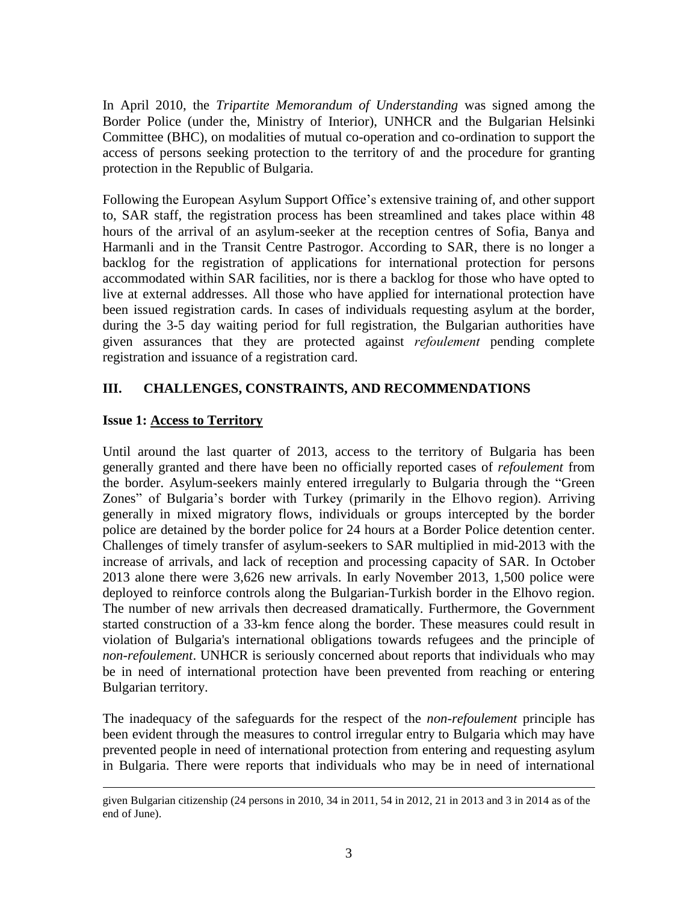In April 2010, the *Tripartite Memorandum of Understanding* was signed among the Border Police (under the, Ministry of Interior), UNHCR and the Bulgarian Helsinki Committee (BHC), on modalities of mutual co-operation and co-ordination to support the access of persons seeking protection to the territory of and the procedure for granting protection in the Republic of Bulgaria.

Following the European Asylum Support Office's extensive training of, and other support to, SAR staff, the registration process has been streamlined and takes place within 48 hours of the arrival of an asylum-seeker at the reception centres of Sofia, Banya and Harmanli and in the Transit Centre Pastrogor. According to SAR, there is no longer a backlog for the registration of applications for international protection for persons accommodated within SAR facilities, nor is there a backlog for those who have opted to live at external addresses. All those who have applied for international protection have been issued registration cards. In cases of individuals requesting asylum at the border, during the 3-5 day waiting period for full registration, the Bulgarian authorities have given assurances that they are protected against *refoulement* pending complete registration and issuance of a registration card.

## III. CHALLENGES, CONSTRAINTS, AND RECOMMENDATIONS

### Issue 1: <u>Access to Territory</u>

Until around the last quarter of 2013, access to the territory of Bulgaria has been generally granted and there have been no officially reported cases of *refoulement* from the border. Asylum-seekers mainly entered irregularly to Bulgaria through the "Green Zones" of Bulgaria's border with Turkey (primarily in the Elhovo region). Arriving generally in mixed migratory flows, individuals or groups intercepted by the border police are detained by the border police for 24 hours at a Border Police detention center. Challenges of timely transfer of asylum-seekers to SAR multiplied in mid-2013 with the increase of arrivals, and lack of reception and processing capacity of SAR. In October 2013 alone there were 3,626 new arrivals. In early November 2013, 1,500 police were deployed to reinforce controls along the Bulgarian-Turkish border in the Elhovo region. The number of new arrivals then decreased dramatically. Furthermore, the Government started construction of a 33-km fence along the border. These measures could result in violation of Bulgaria's international obligations towards refugees and the principle of *non-refoulement*. UNHCR is seriously concerned about reports that individuals who may be in need of international protection have been prevented from reaching or entering Bulgarian territory.

The inadequacy of the safeguards for the respect of the *non-refoulement* principle has been evident through the measures to control irregular entry to Bulgaria which may have prevented people in need of international protection from entering and requesting asylum in Bulgaria. There were reports that individuals who may be in need of international

---

given Bulgarian citizenship (24 persons in 2010, 34 in 2011, 54 in 2012, 21 in 2013 and 3 in 2014 as of the end of June).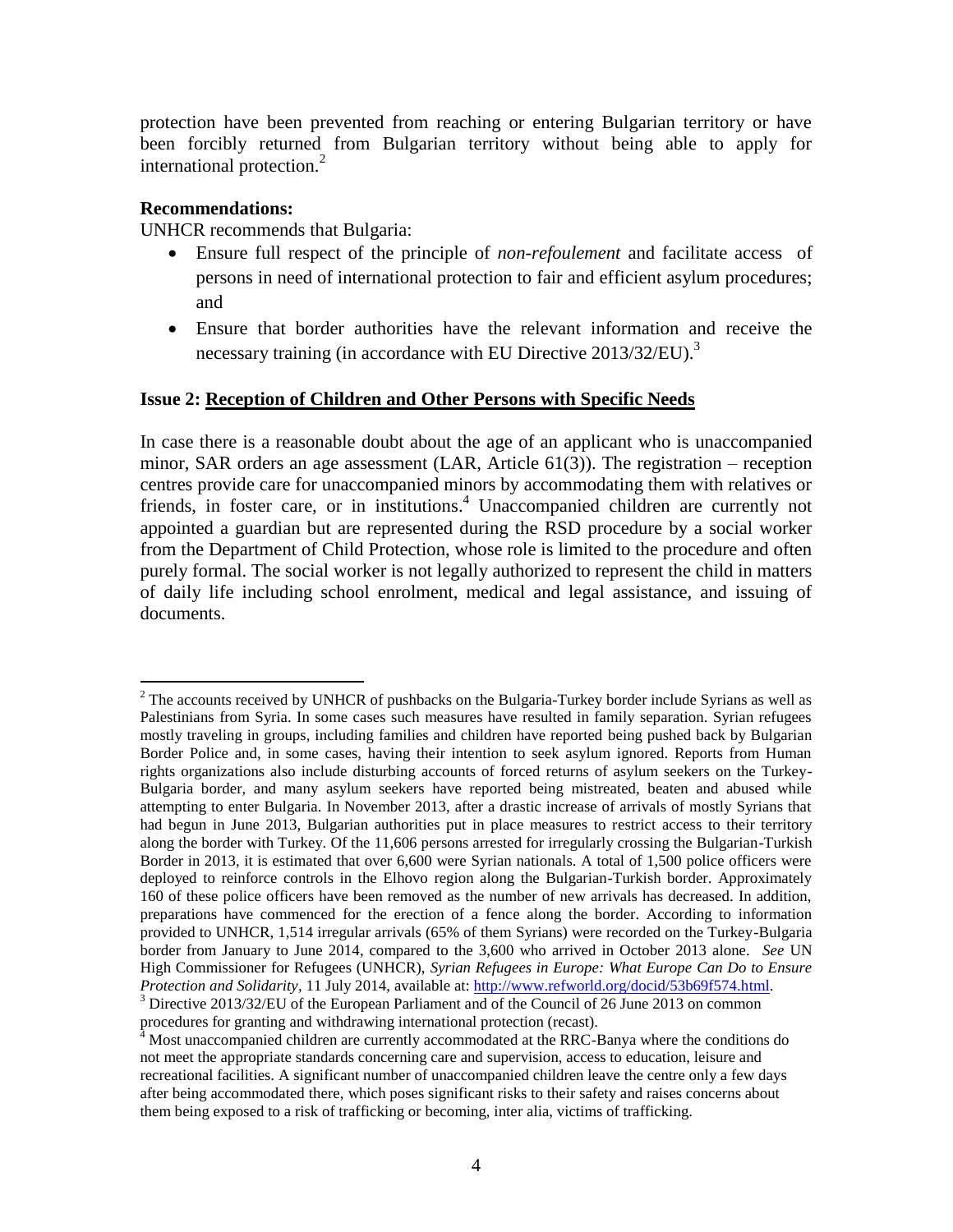protection have been prevented from reaching or entering Bulgarian territory or have been forcibly returned from Bulgarian territory without being able to apply for international protection.[2]

**Recommendations:**

UNHCR recommends that Bulgaria:

- Ensure full respect of the principle of *non-refoulement* and facilitate access of persons in need of international protection to fair and efficient asylum procedures; and
- Ensure that border authorities have the relevant information and receive the necessary training (in accordance with EU Directive 2013/32/EU).[3]

**Issue 2: Reception of Children and Other Persons with Specific Needs**

In case there is a reasonable doubt about the age of an applicant who is unaccompanied minor, SAR orders an age assessment (LAR, Article 61(3)). The registration – reception centres provide care for unaccompanied minors by accommodating them with relatives or friends, in foster care, or in institutions.[4] Unaccompanied children are currently not appointed a guardian but are represented during the RSD procedure by a social worker from the Department of Child Protection, whose role is limited to the procedure and often purely formal. The social worker is not legally authorized to represent the child in matters of daily life including school enrolment, medical and legal assistance, and issuing of documents.

---

[2] The accounts received by UNHCR of pushbacks on the Bulgaria-Turkey border include Syrians as well as Palestinians from Syria. In some cases such measures have resulted in family separation. Syrian refugees mostly traveling in groups, including families and children have reported being pushed back by Bulgarian Border Police and, in some cases, having their intention to seek asylum ignored. Reports from Human rights organizations also include disturbing accounts of forced returns of asylum seekers on the Turkey-Bulgaria border, and many asylum seekers have reported being mistreated, beaten and abused while attempting to enter Bulgaria. In November 2013, after a drastic increase of arrivals of mostly Syrians that had begun in June 2013, Bulgarian authorities put in place measures to restrict access to their territory along the border with Turkey. Of the 11,606 persons arrested for irregularly crossing the Bulgarian-Turkish Border in 2013, it is estimated that over 6,600 were Syrian nationals. A total of 1,500 police officers were deployed to reinforce controls in the Elhovo region along the Bulgarian-Turkish border. Approximately 160 of these police officers have been removed as the number of new arrivals has decreased. In addition, preparations have commenced for the erection of a fence along the border. According to information provided to UNHCR, 1,514 irregular arrivals (65% of them Syrians) were recorded on the Turkey-Bulgaria border from January to June 2014, compared to the 3,600 who arrived in October 2013 alone. *See* UN High Commissioner for Refugees (UNHCR), *Syrian Refugees in Europe: What Europe Can Do to Ensure Protection and Solidarity*, 11 July 2014, available at: http://www.refworld.org/docid/53b69f574.html.

[3] Directive 2013/32/EU of the European Parliament and of the Council of 26 June 2013 on common procedures for granting and withdrawing international protection (recast).

[4] Most unaccompanied children are currently accommodated at the RRC-Banya where the conditions do not meet the appropriate standards concerning care and supervision, access to education, leisure and recreational facilities. A significant number of unaccompanied children leave the centre only a few days after being accommodated there, which poses significant risks to their safety and raises concerns about them being exposed to a risk of trafficking or becoming, inter alia, victims of trafficking.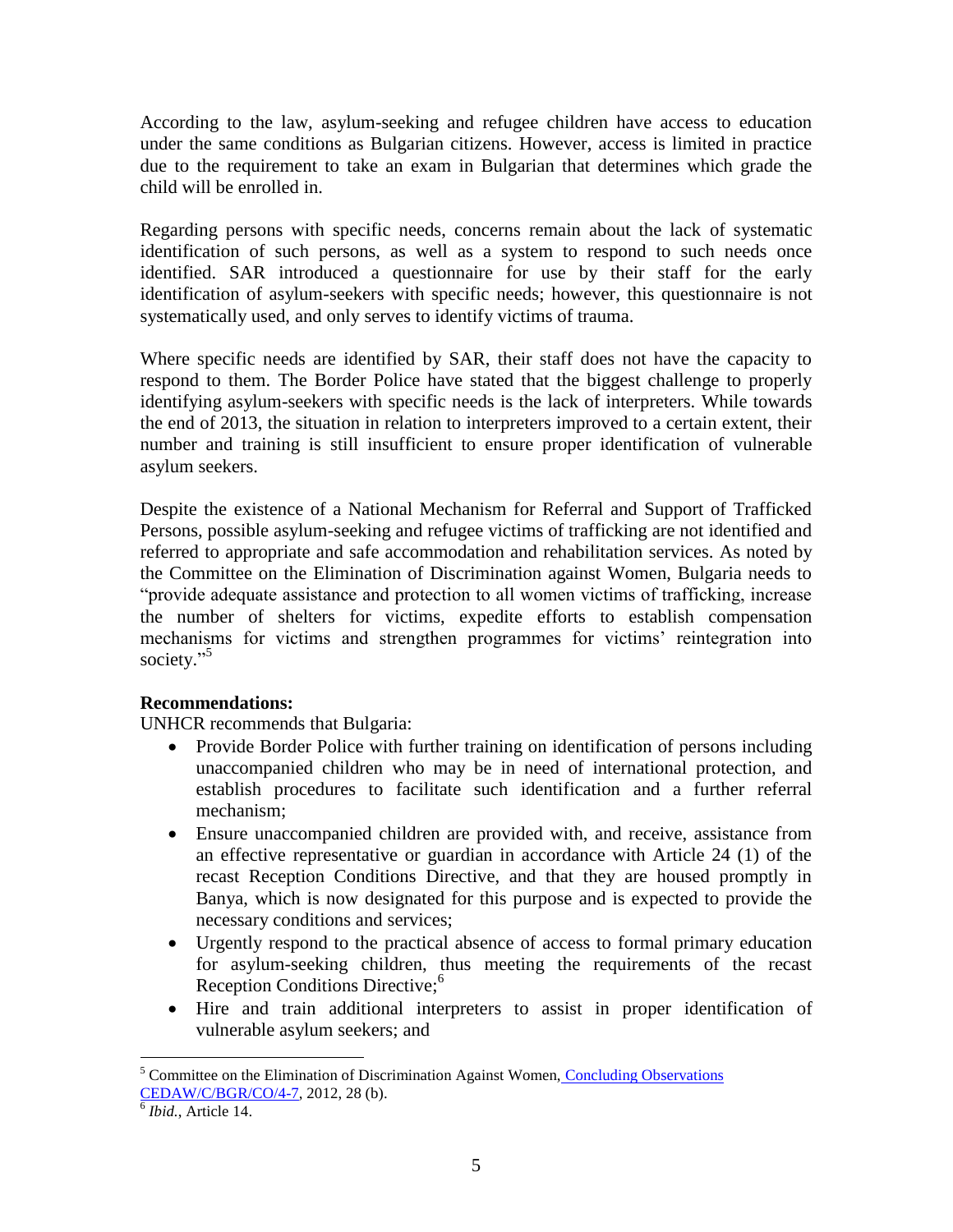According to the law, asylum-seeking and refugee children have access to education under the same conditions as Bulgarian citizens. However, access is limited in practice due to the requirement to take an exam in Bulgarian that determines which grade the child will be enrolled in.

Regarding persons with specific needs, concerns remain about the lack of systematic identification of such persons, as well as a system to respond to such needs once identified. SAR introduced a questionnaire for use by their staff for the early identification of asylum-seekers with specific needs; however, this questionnaire is not systematically used, and only serves to identify victims of trauma.

Where specific needs are identified by SAR, their staff does not have the capacity to respond to them. The Border Police have stated that the biggest challenge to properly identifying asylum-seekers with specific needs is the lack of interpreters. While towards the end of 2013, the situation in relation to interpreters improved to a certain extent, their number and training is still insufficient to ensure proper identification of vulnerable asylum seekers.

Despite the existence of a National Mechanism for Referral and Support of Trafficked Persons, possible asylum-seeking and refugee victims of trafficking are not identified and referred to appropriate and safe accommodation and rehabilitation services. As noted by the Committee on the Elimination of Discrimination against Women, Bulgaria needs to "provide adequate assistance and protection to all women victims of trafficking, increase the number of shelters for victims, expedite efforts to establish compensation mechanisms for victims and strengthen programmes for victims' reintegration into society."[5]

**Recommendations:**

UNHCR recommends that Bulgaria:

- Provide Border Police with further training on identification of persons including unaccompanied children who may be in need of international protection, and establish procedures to facilitate such identification and a further referral mechanism;
- Ensure unaccompanied children are provided with, and receive, assistance from an effective representative or guardian in accordance with Article 24 (1) of the recast Reception Conditions Directive, and that they are housed promptly in Banya, which is now designated for this purpose and is expected to provide the necessary conditions and services;
- Urgently respond to the practical absence of access to formal primary education for asylum-seeking children, thus meeting the requirements of the recast Reception Conditions Directive;[6]
- Hire and train additional interpreters to assist in proper identification of vulnerable asylum seekers; and

---

[5] Committee on the Elimination of Discrimination Against Women, Concluding Observations CEDAW/C/BGR/CO/4-7, 2012, 28 (b).

[6] *Ibid.*, Article 14.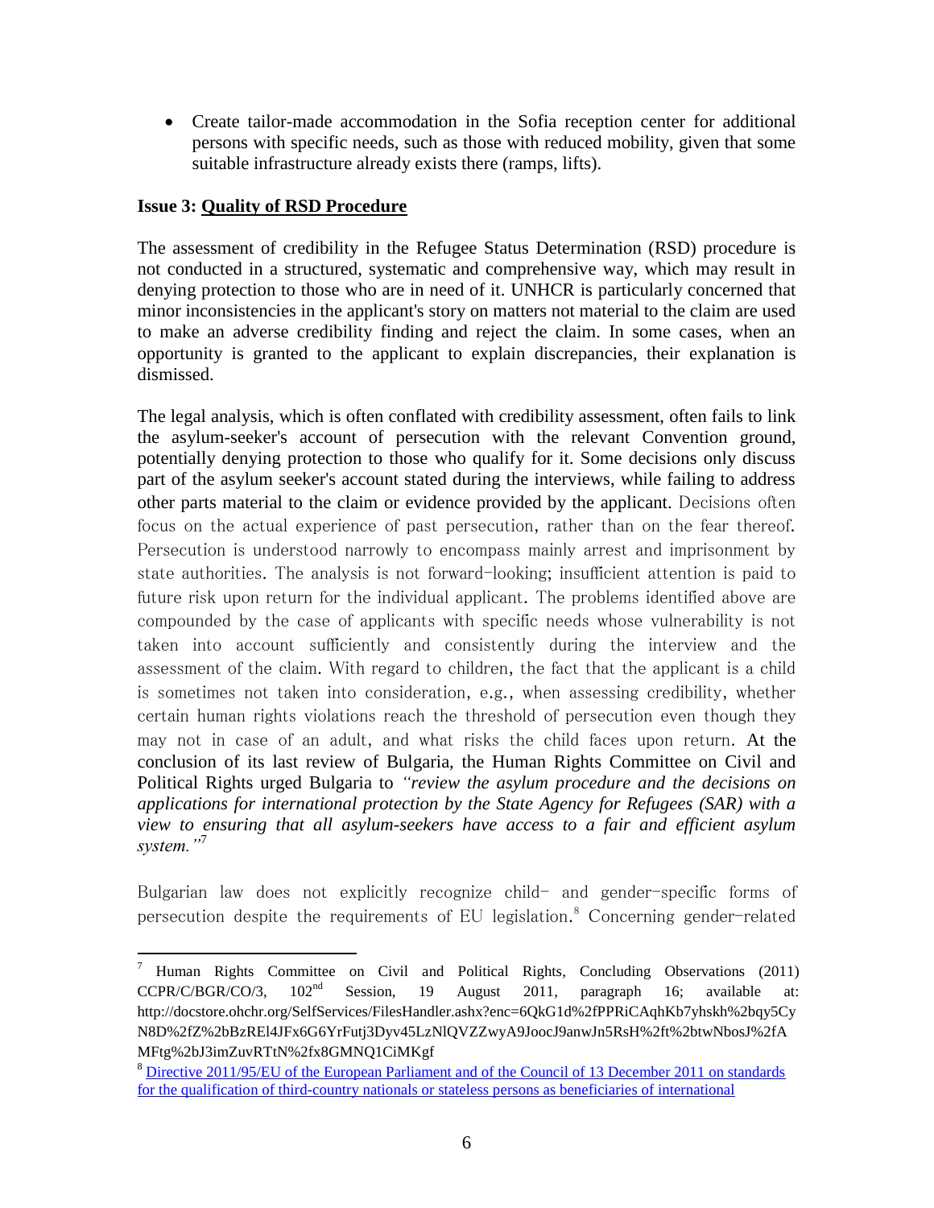- Create tailor-made accommodation in the Sofia reception center for additional persons with specific needs, such as those with reduced mobility, given that some suitable infrastructure already exists there (ramps, lifts).

**Issue 3: Quality of RSD Procedure**

The assessment of credibility in the Refugee Status Determination (RSD) procedure is not conducted in a structured, systematic and comprehensive way, which may result in denying protection to those who are in need of it. UNHCR is particularly concerned that minor inconsistencies in the applicant's story on matters not material to the claim are used to make an adverse credibility finding and reject the claim. In some cases, when an opportunity is granted to the applicant to explain discrepancies, their explanation is dismissed.

The legal analysis, which is often conflated with credibility assessment, often fails to link the asylum-seeker's account of persecution with the relevant Convention ground, potentially denying protection to those who qualify for it. Some decisions only discuss part of the asylum seeker's account stated during the interviews, while failing to address other parts material to the claim or evidence provided by the applicant. Decisions often focus on the actual experience of past persecution, rather than on the fear thereof. Persecution is understood narrowly to encompass mainly arrest and imprisonment by state authorities. The analysis is not forward-looking; insufficient attention is paid to future risk upon return for the individual applicant. The problems identified above are compounded by the case of applicants with specific needs whose vulnerability is not taken into account sufficiently and consistently during the interview and the assessment of the claim. With regard to children, the fact that the applicant is a child is sometimes not taken into consideration, e.g., when assessing credibility, whether certain human rights violations reach the threshold of persecution even though they may not in case of an adult, and what risks the child faces upon return. At the conclusion of its last review of Bulgaria, the Human Rights Committee on Civil and Political Rights urged Bulgaria to *"review the asylum procedure and the decisions on applications for international protection by the State Agency for Refugees (SAR) with a view to ensuring that all asylum-seekers have access to a fair and efficient asylum system."*[7]

Bulgarian law does not explicitly recognize child- and gender-specific forms of persecution despite the requirements of EU legislation.[8] Concerning gender-related

---

[7] Human Rights Committee on Civil and Political Rights, Concluding Observations (2011) CCPR/C/BGR/CO/3, 102nd Session, 19 August 2011, paragraph 16; available at: http://docstore.ohchr.org/SelfServices/FilesHandler.ashx?enc=6QkG1d%2fPPRiCAqhKb7yhskh%2bqy5CyN8D%2fZ%2bBzREl4JFx6G6YrFutj3Dyv45LzNlQVZZwyA9JoocJ9anwJn5RsH%2ft%2btwNbosJ%2fAMFtg%2bJ3imZuvRTtN%2fx8GMNQ1CiMKgf

[8] Directive 2011/95/EU of the European Parliament and of the Council of 13 December 2011 on standards for the qualification of third-country nationals or stateless persons as beneficiaries of international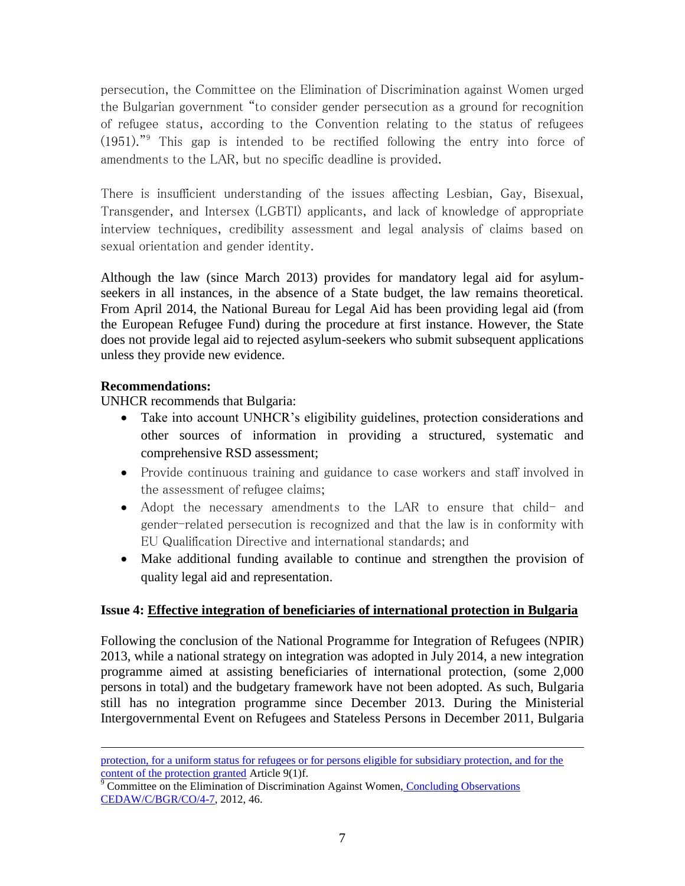persecution, the Committee on the Elimination of Discrimination against Women urged the Bulgarian government "to consider gender persecution as a ground for recognition of refugee status, according to the Convention relating to the status of refugees (1951)."[9] This gap is intended to be rectified following the entry into force of amendments to the LAR, but no specific deadline is provided.

There is insufficient understanding of the issues affecting Lesbian, Gay, Bisexual, Transgender, and Intersex (LGBTI) applicants, and lack of knowledge of appropriate interview techniques, credibility assessment and legal analysis of claims based on sexual orientation and gender identity.

Although the law (since March 2013) provides for mandatory legal aid for asylum-seekers in all instances, in the absence of a State budget, the law remains theoretical. From April 2014, the National Bureau for Legal Aid has been providing legal aid (from the European Refugee Fund) during the procedure at first instance. However, the State does not provide legal aid to rejected asylum-seekers who submit subsequent applications unless they provide new evidence.

**Recommendations:**

UNHCR recommends that Bulgaria:

- Take into account UNHCR's eligibility guidelines, protection considerations and other sources of information in providing a structured, systematic and comprehensive RSD assessment;
- Provide continuous training and guidance to case workers and staff involved in the assessment of refugee claims;
- Adopt the necessary amendments to the LAR to ensure that child- and gender-related persecution is recognized and that the law is in conformity with EU Qualification Directive and international standards; and
- Make additional funding available to continue and strengthen the provision of quality legal aid and representation.

### Issue 4: Effective integration of beneficiaries of international protection in Bulgaria

Following the conclusion of the National Programme for Integration of Refugees (NPIR) 2013, while a national strategy on integration was adopted in July 2014, a new integration programme aimed at assisting beneficiaries of international protection, (some 2,000 persons in total) and the budgetary framework have not been adopted. As such, Bulgaria still has no integration programme since December 2013. During the Ministerial Intergovernmental Event on Refugees and Stateless Persons in December 2011, Bulgaria

---

protection, for a uniform status for refugees or for persons eligible for subsidiary protection, and for the content of the protection granted Article 9(1)f.

[9] Committee on the Elimination of Discrimination Against Women, Concluding Observations CEDAW/C/BGR/CO/4-7, 2012, 46.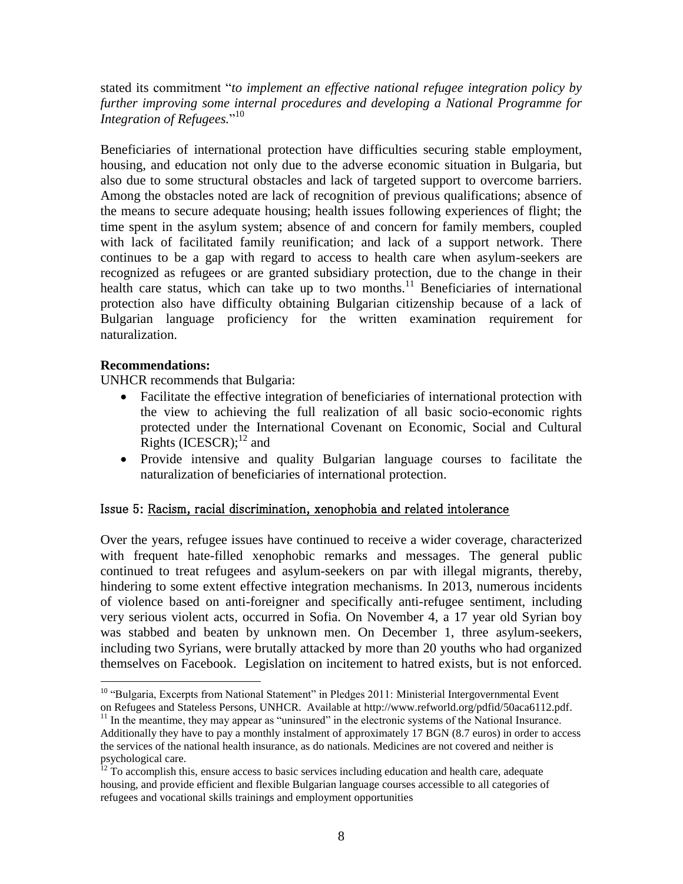stated its commitment "*to implement an effective national refugee integration policy by further improving some internal procedures and developing a National Programme for Integration of Refugees.*"[10]

Beneficiaries of international protection have difficulties securing stable employment, housing, and education not only due to the adverse economic situation in Bulgaria, but also due to some structural obstacles and lack of targeted support to overcome barriers. Among the obstacles noted are lack of recognition of previous qualifications; absence of the means to secure adequate housing; health issues following experiences of flight; the time spent in the asylum system; absence of and concern for family members, coupled with lack of facilitated family reunification; and lack of a support network. There continues to be a gap with regard to access to health care when asylum-seekers are recognized as refugees or are granted subsidiary protection, due to the change in their health care status, which can take up to two months.[11] Beneficiaries of international protection also have difficulty obtaining Bulgarian citizenship because of a lack of Bulgarian language proficiency for the written examination requirement for naturalization.

**Recommendations:**

UNHCR recommends that Bulgaria:

- Facilitate the effective integration of beneficiaries of international protection with the view to achieving the full realization of all basic socio-economic rights protected under the International Covenant on Economic, Social and Cultural Rights (ICESCR);[12] and
- Provide intensive and quality Bulgarian language courses to facilitate the naturalization of beneficiaries of international protection.

### Issue 5: Racism, racial discrimination, xenophobia and related intolerance

Over the years, refugee issues have continued to receive a wider coverage, characterized with frequent hate-filled xenophobic remarks and messages. The general public continued to treat refugees and asylum-seekers on par with illegal migrants, thereby, hindering to some extent effective integration mechanisms. In 2013, numerous incidents of violence based on anti-foreigner and specifically anti-refugee sentiment, including very serious violent acts, occurred in Sofia. On November 4, a 17 year old Syrian boy was stabbed and beaten by unknown men. On December 1, three asylum-seekers, including two Syrians, were brutally attacked by more than 20 youths who had organized themselves on Facebook. Legislation on incitement to hatred exists, but is not enforced.

---

[10] "Bulgaria, Excerpts from National Statement" in Pledges 2011: Ministerial Intergovernmental Event on Refugees and Stateless Persons, UNHCR. Available at http://www.refworld.org/pdfid/50aca6112.pdf.

[11] In the meantime, they may appear as "uninsured" in the electronic systems of the National Insurance. Additionally they have to pay a monthly instalment of approximately 17 BGN (8.7 euros) in order to access the services of the national health insurance, as do nationals. Medicines are not covered and neither is psychological care.

[12] To accomplish this, ensure access to basic services including education and health care, adequate housing, and provide efficient and flexible Bulgarian language courses accessible to all categories of refugees and vocational skills trainings and employment opportunities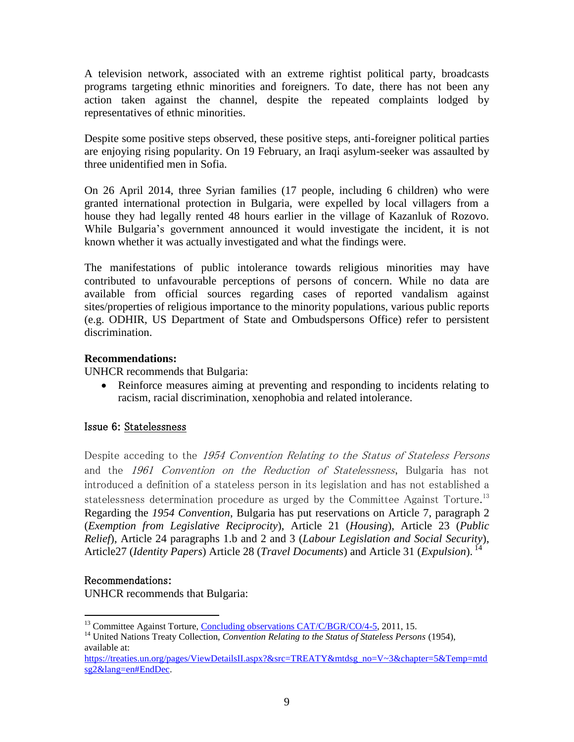A television network, associated with an extreme rightist political party, broadcasts programs targeting ethnic minorities and foreigners. To date, there has not been any action taken against the channel, despite the repeated complaints lodged by representatives of ethnic minorities.

Despite some positive steps observed, these positive steps, anti-foreigner political parties are enjoying rising popularity. On 19 February, an Iraqi asylum-seeker was assaulted by three unidentified men in Sofia.

On 26 April 2014, three Syrian families (17 people, including 6 children) who were granted international protection in Bulgaria, were expelled by local villagers from a house they had legally rented 48 hours earlier in the village of Kazanluk of Rozovo. While Bulgaria's government announced it would investigate the incident, it is not known whether it was actually investigated and what the findings were.

The manifestations of public intolerance towards religious minorities may have contributed to unfavourable perceptions of persons of concern. While no data are available from official sources regarding cases of reported vandalism against sites/properties of religious importance to the minority populations, various public reports (e.g. ODHIR, US Department of State and Ombudspersons Office) refer to persistent discrimination.

**Recommendations:**

UNHCR recommends that Bulgaria:

- Reinforce measures aiming at preventing and responding to incidents relating to racism, racial discrimination, xenophobia and related intolerance.

### Issue 6: Statelessness

Despite acceding to the *1954 Convention Relating to the Status of Stateless Persons* and the *1961 Convention on the Reduction of Statelessness*, Bulgaria has not introduced a definition of a stateless person in its legislation and has not established a statelessness determination procedure as urged by the Committee Against Torture.[13] Regarding the *1954 Convention*, Bulgaria has put reservations on Article 7, paragraph 2 (*Exemption from Legislative Reciprocity*), Article 21 (*Housing*), Article 23 (*Public Relief*), Article 24 paragraphs 1.b and 2 and 3 (*Labour Legislation and Social Security*), Article27 (*Identity Papers*) Article 28 (*Travel Documents*) and Article 31 (*Expulsion*).[14]

Recommendations:

UNHCR recommends that Bulgaria:

---

[13] Committee Against Torture, Concluding observations CAT/C/BGR/CO/4-5, 2011, 15.

[14] United Nations Treaty Collection, *Convention Relating to the Status of Stateless Persons* (1954), available at: https://treaties.un.org/pages/ViewDetailsII.aspx?&src=TREATY&mtdsg_no=V~3&chapter=5&Temp=mtdsg2&lang=en#EndDec.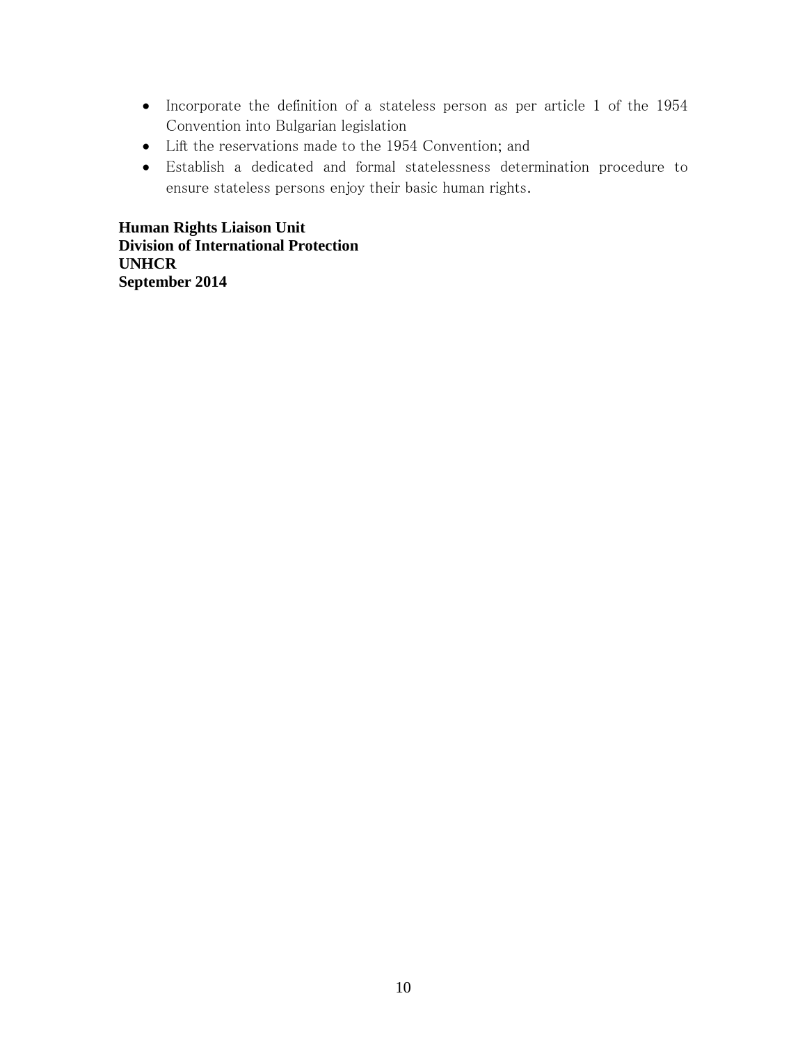- Incorporate the definition of a stateless person as per article 1 of the 1954 Convention into Bulgarian legislation
- Lift the reservations made to the 1954 Convention; and
- Establish a dedicated and formal statelessness determination procedure to ensure stateless persons enjoy their basic human rights.

**Human Rights Liaison Unit**
**Division of International Protection**
**UNHCR**
**September 2014**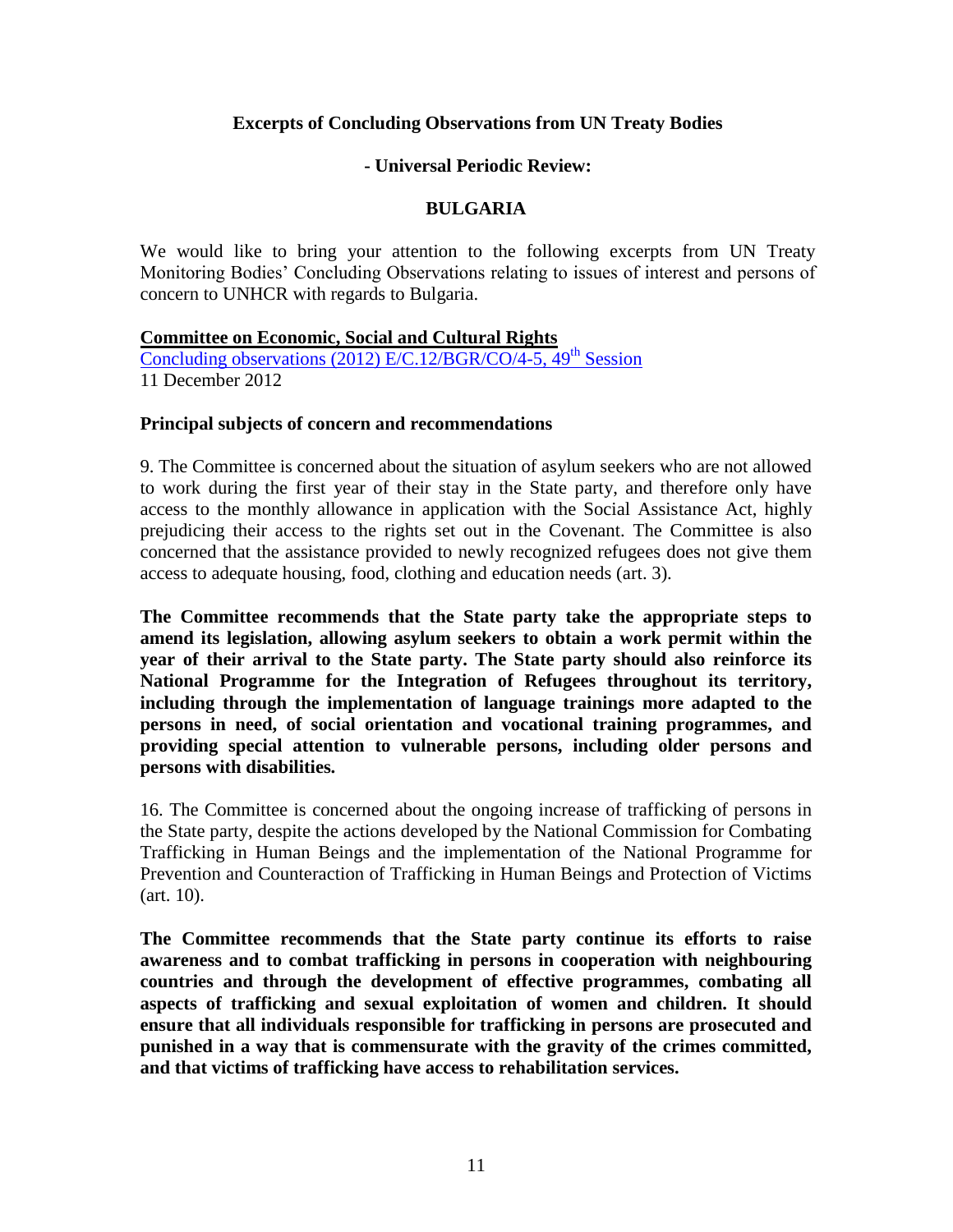**Excerpts of Concluding Observations from UN Treaty Bodies**

**- Universal Periodic Review:**

**BULGARIA**

We would like to bring your attention to the following excerpts from UN Treaty Monitoring Bodies' Concluding Observations relating to issues of interest and persons of concern to UNHCR with regards to Bulgaria.

**Committee on Economic, Social and Cultural Rights**

Concluding observations (2012) E/C.12/BGR/CO/4-5, 49th Session
11 December 2012

**Principal subjects of concern and recommendations**

9. The Committee is concerned about the situation of asylum seekers who are not allowed to work during the first year of their stay in the State party, and therefore only have access to the monthly allowance in application with the Social Assistance Act, highly prejudicing their access to the rights set out in the Covenant. The Committee is also concerned that the assistance provided to newly recognized refugees does not give them access to adequate housing, food, clothing and education needs (art. 3).

**The Committee recommends that the State party take the appropriate steps to amend its legislation, allowing asylum seekers to obtain a work permit within the year of their arrival to the State party. The State party should also reinforce its National Programme for the Integration of Refugees throughout its territory, including through the implementation of language trainings more adapted to the persons in need, of social orientation and vocational training programmes, and providing special attention to vulnerable persons, including older persons and persons with disabilities.**

16. The Committee is concerned about the ongoing increase of trafficking of persons in the State party, despite the actions developed by the National Commission for Combating Trafficking in Human Beings and the implementation of the National Programme for Prevention and Counteraction of Trafficking in Human Beings and Protection of Victims (art. 10).

**The Committee recommends that the State party continue its efforts to raise awareness and to combat trafficking in persons in cooperation with neighbouring countries and through the development of effective programmes, combating all aspects of trafficking and sexual exploitation of women and children. It should ensure that all individuals responsible for trafficking in persons are prosecuted and punished in a way that is commensurate with the gravity of the crimes committed, and that victims of trafficking have access to rehabilitation services.**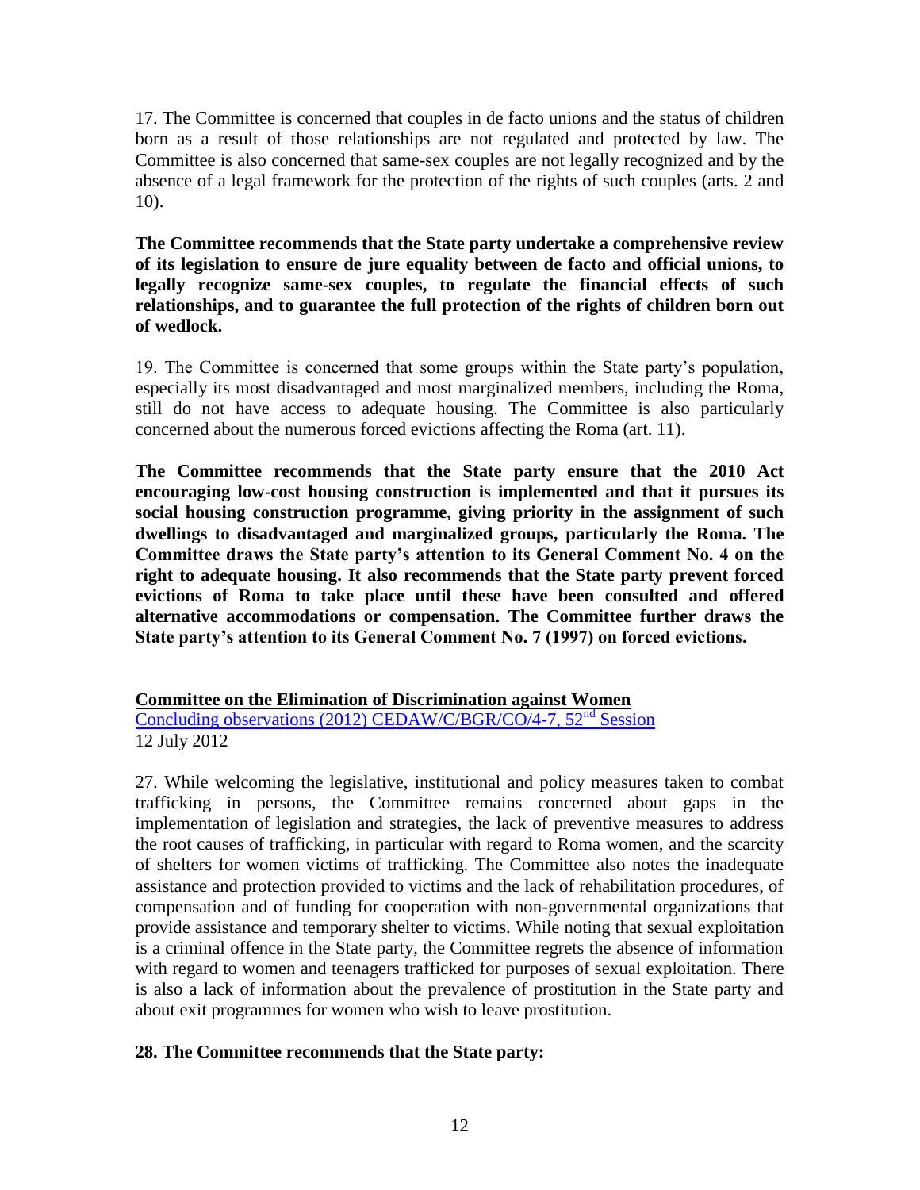17. The Committee is concerned that couples in de facto unions and the status of children born as a result of those relationships are not regulated and protected by law. The Committee is also concerned that same-sex couples are not legally recognized and by the absence of a legal framework for the protection of the rights of such couples (arts. 2 and 10).

**The Committee recommends that the State party undertake a comprehensive review of its legislation to ensure de jure equality between de facto and official unions, to legally recognize same-sex couples, to regulate the financial effects of such relationships, and to guarantee the full protection of the rights of children born out of wedlock.**

19. The Committee is concerned that some groups within the State party's population, especially its most disadvantaged and most marginalized members, including the Roma, still do not have access to adequate housing. The Committee is also particularly concerned about the numerous forced evictions affecting the Roma (art. 11).

**The Committee recommends that the State party ensure that the 2010 Act encouraging low-cost housing construction is implemented and that it pursues its social housing construction programme, giving priority in the assignment of such dwellings to disadvantaged and marginalized groups, particularly the Roma. The Committee draws the State party's attention to its General Comment No. 4 on the right to adequate housing. It also recommends that the State party prevent forced evictions of Roma to take place until these have been consulted and offered alternative accommodations or compensation. The Committee further draws the State party's attention to its General Comment No. 7 (1997) on forced evictions.**

**Committee on the Elimination of Discrimination against Women**

Concluding observations (2012) CEDAW/C/BGR/CO/4-7, 52nd Session

12 July 2012

27. While welcoming the legislative, institutional and policy measures taken to combat trafficking in persons, the Committee remains concerned about gaps in the implementation of legislation and strategies, the lack of preventive measures to address the root causes of trafficking, in particular with regard to Roma women, and the scarcity of shelters for women victims of trafficking. The Committee also notes the inadequate assistance and protection provided to victims and the lack of rehabilitation procedures, of compensation and of funding for cooperation with non-governmental organizations that provide assistance and temporary shelter to victims. While noting that sexual exploitation is a criminal offence in the State party, the Committee regrets the absence of information with regard to women and teenagers trafficked for purposes of sexual exploitation. There is also a lack of information about the prevalence of prostitution in the State party and about exit programmes for women who wish to leave prostitution.

**28. The Committee recommends that the State party:**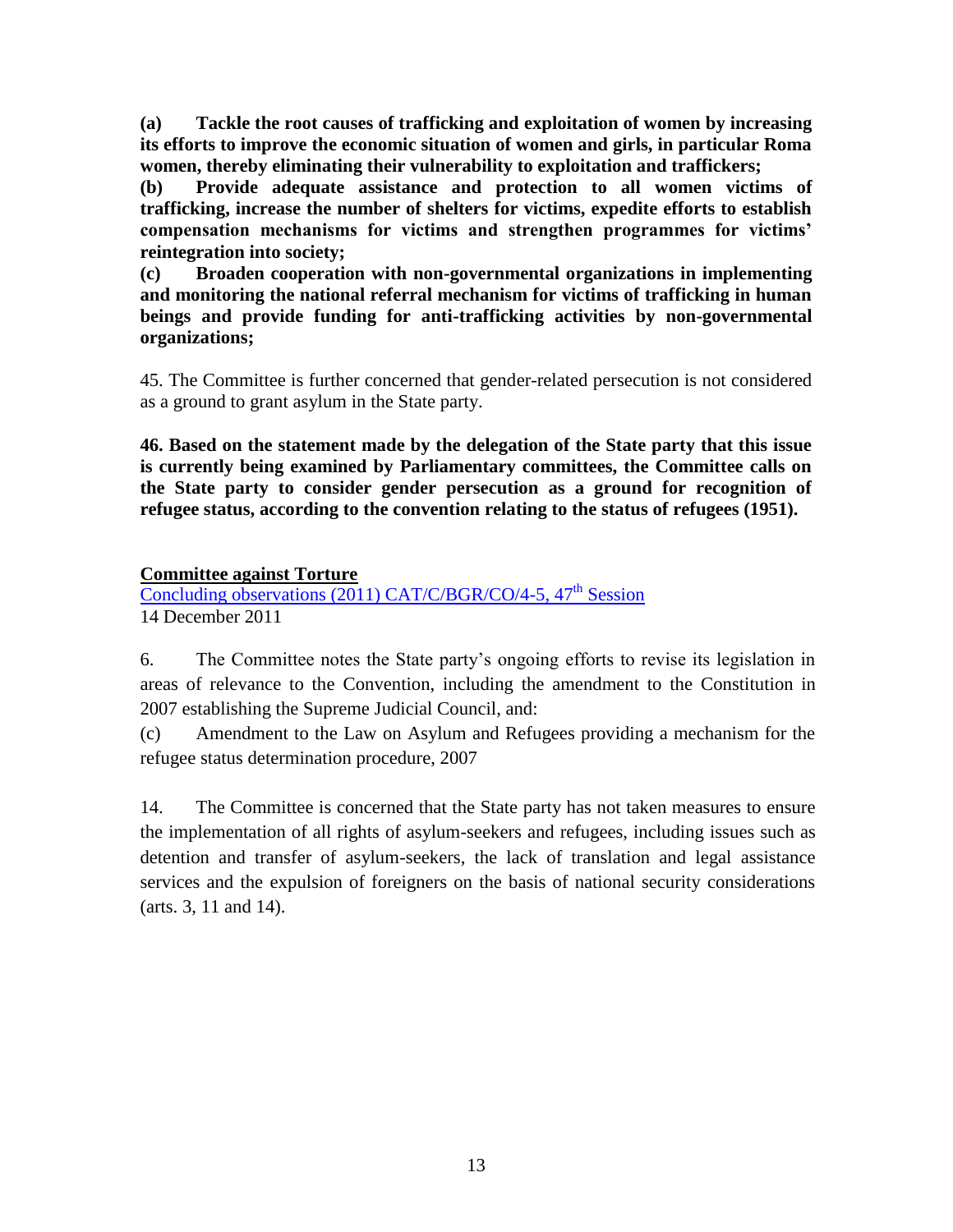**(a) Tackle the root causes of trafficking and exploitation of women by increasing its efforts to improve the economic situation of women and girls, in particular Roma women, thereby eliminating their vulnerability to exploitation and traffickers;**

**(b) Provide adequate assistance and protection to all women victims of trafficking, increase the number of shelters for victims, expedite efforts to establish compensation mechanisms for victims and strengthen programmes for victims' reintegration into society;**

**(c) Broaden cooperation with non-governmental organizations in implementing and monitoring the national referral mechanism for victims of trafficking in human beings and provide funding for anti-trafficking activities by non-governmental organizations;**

45. The Committee is further concerned that gender-related persecution is not considered as a ground to grant asylum in the State party.

**46. Based on the statement made by the delegation of the State party that this issue is currently being examined by Parliamentary committees, the Committee calls on the State party to consider gender persecution as a ground for recognition of refugee status, according to the convention relating to the status of refugees (1951).**

**Committee against Torture**

Concluding observations (2011) CAT/C/BGR/CO/4-5, 47th Session
14 December 2011

6. The Committee notes the State party's ongoing efforts to revise its legislation in areas of relevance to the Convention, including the amendment to the Constitution in 2007 establishing the Supreme Judicial Council, and:

(c) Amendment to the Law on Asylum and Refugees providing a mechanism for the refugee status determination procedure, 2007

14. The Committee is concerned that the State party has not taken measures to ensure the implementation of all rights of asylum-seekers and refugees, including issues such as detention and transfer of asylum-seekers, the lack of translation and legal assistance services and the expulsion of foreigners on the basis of national security considerations (arts. 3, 11 and 14).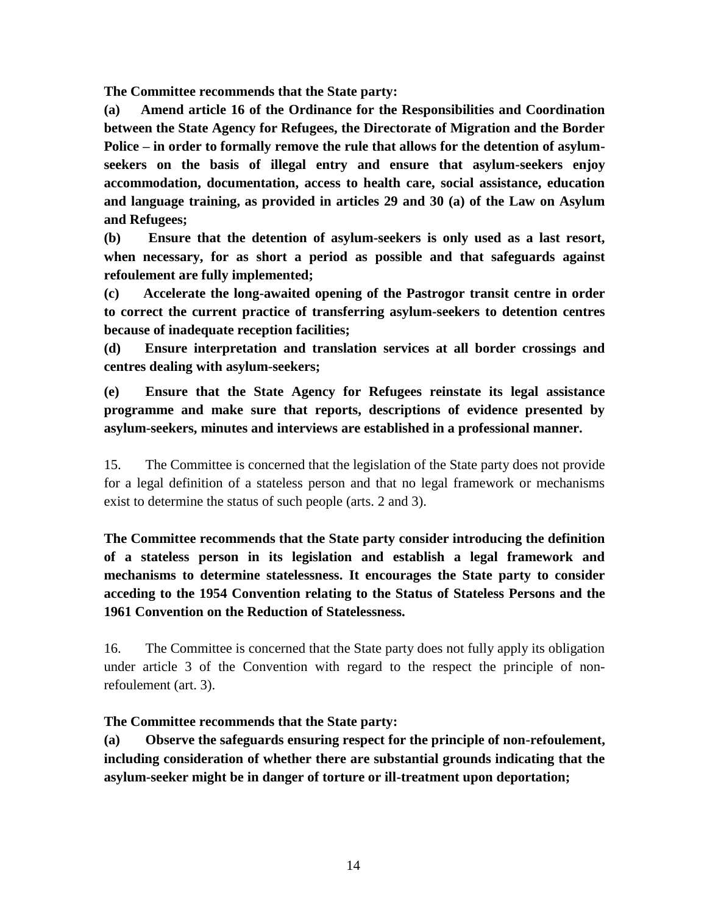**The Committee recommends that the State party:**

**(a) Amend article 16 of the Ordinance for the Responsibilities and Coordination between the State Agency for Refugees, the Directorate of Migration and the Border Police – in order to formally remove the rule that allows for the detention of asylum-seekers on the basis of illegal entry and ensure that asylum-seekers enjoy accommodation, documentation, access to health care, social assistance, education and language training, as provided in articles 29 and 30 (a) of the Law on Asylum and Refugees;**

**(b) Ensure that the detention of asylum-seekers is only used as a last resort, when necessary, for as short a period as possible and that safeguards against refoulement are fully implemented;**

**(c) Accelerate the long-awaited opening of the Pastrogor transit centre in order to correct the current practice of transferring asylum-seekers to detention centres because of inadequate reception facilities;**

**(d) Ensure interpretation and translation services at all border crossings and centres dealing with asylum-seekers;**

**(e) Ensure that the State Agency for Refugees reinstate its legal assistance programme and make sure that reports, descriptions of evidence presented by asylum-seekers, minutes and interviews are established in a professional manner.**

15. The Committee is concerned that the legislation of the State party does not provide for a legal definition of a stateless person and that no legal framework or mechanisms exist to determine the status of such people (arts. 2 and 3).

**The Committee recommends that the State party consider introducing the definition of a stateless person in its legislation and establish a legal framework and mechanisms to determine statelessness. It encourages the State party to consider acceding to the 1954 Convention relating to the Status of Stateless Persons and the 1961 Convention on the Reduction of Statelessness.**

16. The Committee is concerned that the State party does not fully apply its obligation under article 3 of the Convention with regard to the respect the principle of non-refoulement (art. 3).

**The Committee recommends that the State party:**

**(a) Observe the safeguards ensuring respect for the principle of non-refoulement, including consideration of whether there are substantial grounds indicating that the asylum-seeker might be in danger of torture or ill-treatment upon deportation;**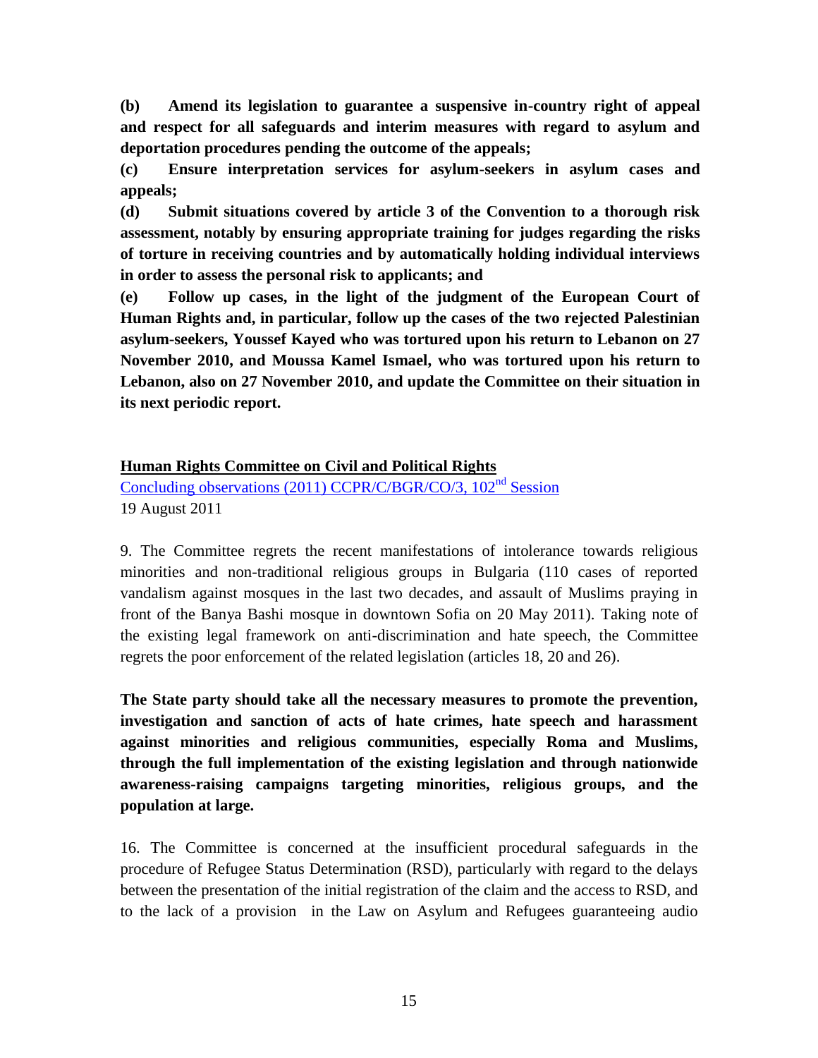**(b) Amend its legislation to guarantee a suspensive in-country right of appeal and respect for all safeguards and interim measures with regard to asylum and deportation procedures pending the outcome of the appeals;**

**(c) Ensure interpretation services for asylum-seekers in asylum cases and appeals;**

**(d) Submit situations covered by article 3 of the Convention to a thorough risk assessment, notably by ensuring appropriate training for judges regarding the risks of torture in receiving countries and by automatically holding individual interviews in order to assess the personal risk to applicants; and**

**(e) Follow up cases, in the light of the judgment of the European Court of Human Rights and, in particular, follow up the cases of the two rejected Palestinian asylum-seekers, Youssef Kayed who was tortured upon his return to Lebanon on 27 November 2010, and Moussa Kamel Ismael, who was tortured upon his return to Lebanon, also on 27 November 2010, and update the Committee on their situation in its next periodic report.**

**Human Rights Committee on Civil and Political Rights**

Concluding observations (2011) CCPR/C/BGR/CO/3, 102nd Session
19 August 2011

9. The Committee regrets the recent manifestations of intolerance towards religious minorities and non-traditional religious groups in Bulgaria (110 cases of reported vandalism against mosques in the last two decades, and assault of Muslims praying in front of the Banya Bashi mosque in downtown Sofia on 20 May 2011). Taking note of the existing legal framework on anti-discrimination and hate speech, the Committee regrets the poor enforcement of the related legislation (articles 18, 20 and 26).

**The State party should take all the necessary measures to promote the prevention, investigation and sanction of acts of hate crimes, hate speech and harassment against minorities and religious communities, especially Roma and Muslims, through the full implementation of the existing legislation and through nationwide awareness-raising campaigns targeting minorities, religious groups, and the population at large.**

16. The Committee is concerned at the insufficient procedural safeguards in the procedure of Refugee Status Determination (RSD), particularly with regard to the delays between the presentation of the initial registration of the claim and the access to RSD, and to the lack of a provision in the Law on Asylum and Refugees guaranteeing audio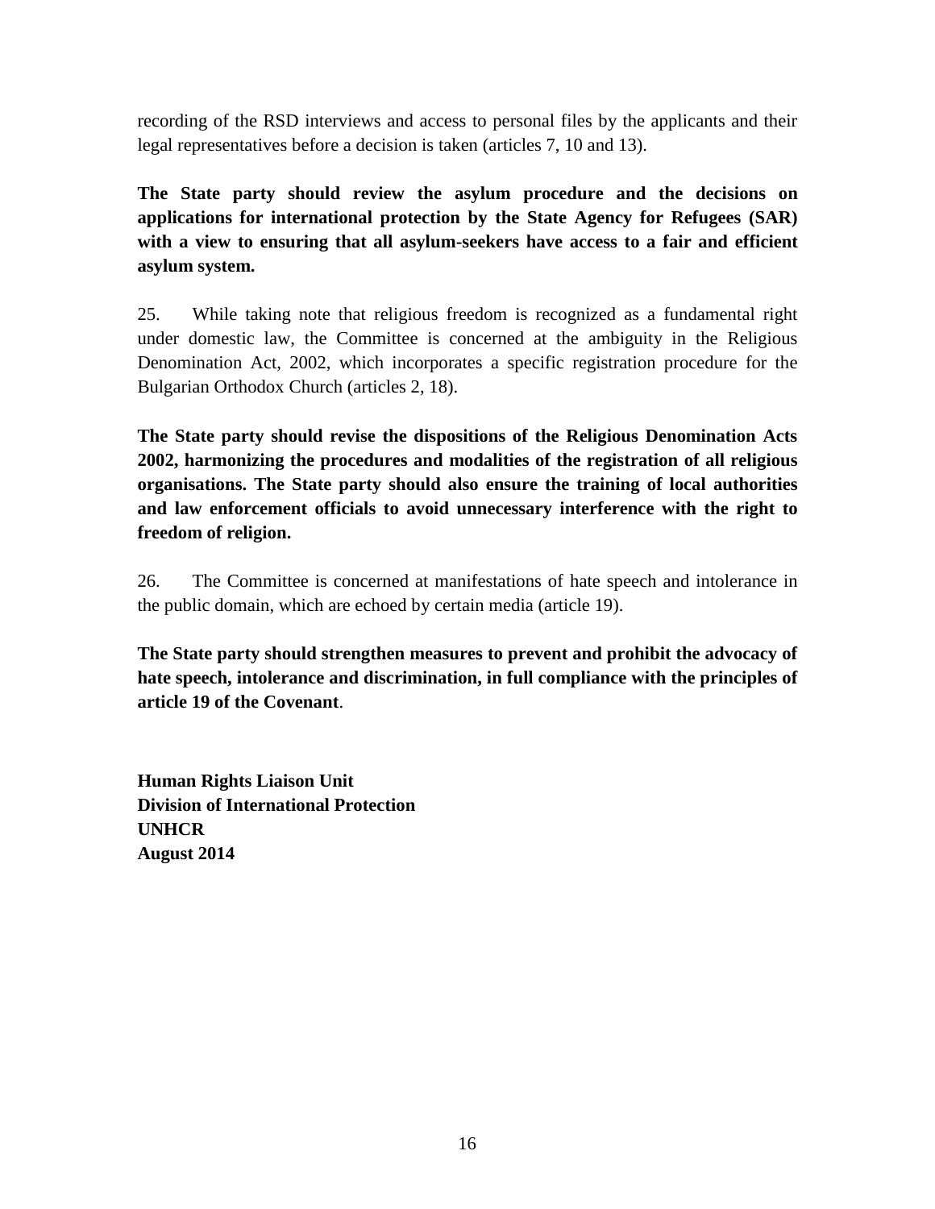recording of the RSD interviews and access to personal files by the applicants and their legal representatives before a decision is taken (articles 7, 10 and 13).

**The State party should review the asylum procedure and the decisions on applications for international protection by the State Agency for Refugees (SAR) with a view to ensuring that all asylum-seekers have access to a fair and efficient asylum system.**

25. While taking note that religious freedom is recognized as a fundamental right under domestic law, the Committee is concerned at the ambiguity in the Religious Denomination Act, 2002, which incorporates a specific registration procedure for the Bulgarian Orthodox Church (articles 2, 18).

**The State party should revise the dispositions of the Religious Denomination Acts 2002, harmonizing the procedures and modalities of the registration of all religious organisations. The State party should also ensure the training of local authorities and law enforcement officials to avoid unnecessary interference with the right to freedom of religion.**

26. The Committee is concerned at manifestations of hate speech and intolerance in the public domain, which are echoed by certain media (article 19).

**The State party should strengthen measures to prevent and prohibit the advocacy of hate speech, intolerance and discrimination, in full compliance with the principles of article 19 of the Covenant**.

**Human Rights Liaison Unit**
**Division of International Protection**
**UNHCR**
**August 2014**